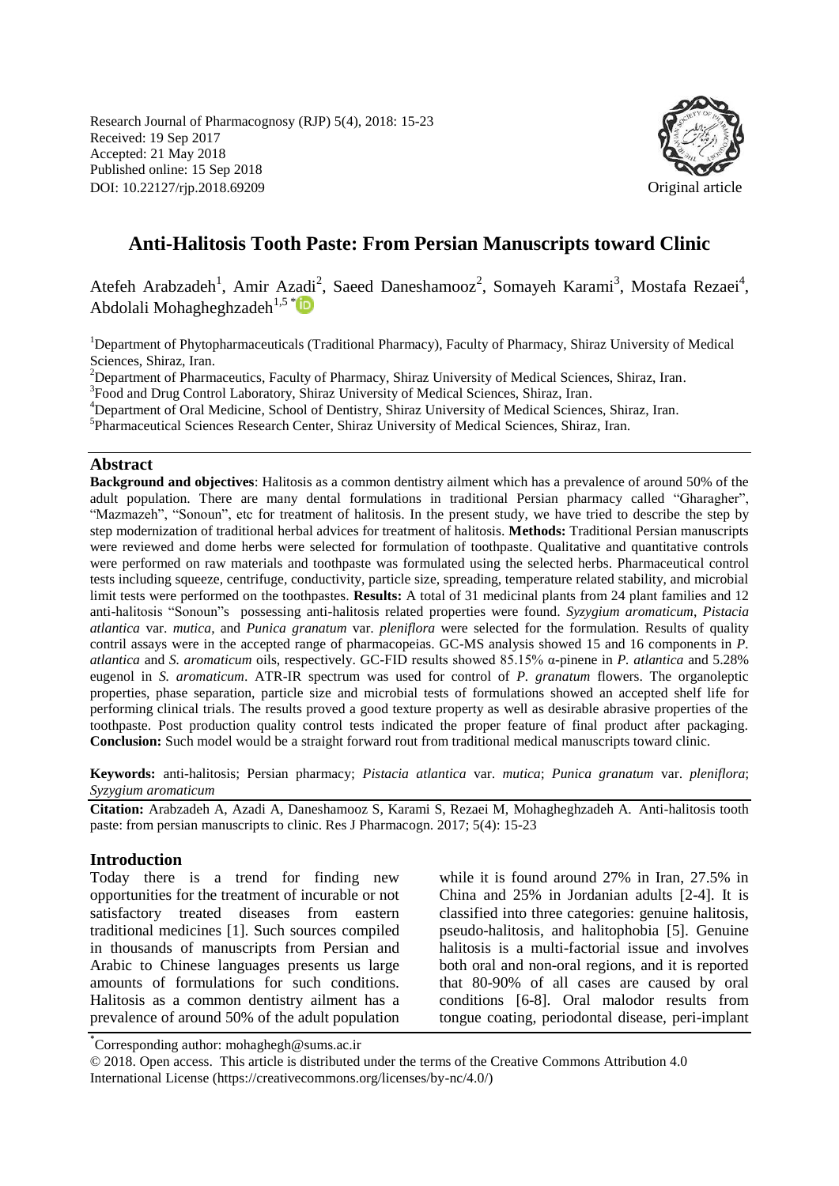Research Journal of Pharmacognosy (RJP) 5(4), 2018: 15-23
Received: 19 Sep 2017
Accepted: 21 May 2018
Published online: 15 Sep 2018
DOI: 10.22127/rjp.2018.69209

Original article

# Anti-Halitosis Tooth Paste: From Persian Manuscripts toward Clinic

Atefeh Arabzadeh[1], Amir Azadi[2], Saeed Daneshamooz[2], Somayeh Karami[3], Mostafa Rezaei[4], Abdolali Mohagheghzadeh[1,5]*

[1]Department of Phytopharmaceuticals (Traditional Pharmacy), Faculty of Pharmacy, Shiraz University of Medical Sciences, Shiraz, Iran.
[2]Department of Pharmaceutics, Faculty of Pharmacy, Shiraz University of Medical Sciences, Shiraz, Iran.
[3]Food and Drug Control Laboratory, Shiraz University of Medical Sciences, Shiraz, Iran.
[4]Department of Oral Medicine, School of Dentistry, Shiraz University of Medical Sciences, Shiraz, Iran.
[5]Pharmaceutical Sciences Research Center, Shiraz University of Medical Sciences, Shiraz, Iran.

## Abstract

**Background and objectives**: Halitosis as a common dentistry ailment which has a prevalence of around 50% of the adult population. There are many dental formulations in traditional Persian pharmacy called "Gharagher", "Mazmazeh", "Sonoun", etc for treatment of halitosis. In the present study, we have tried to describe the step by step modernization of traditional herbal advices for treatment of halitosis. **Methods:** Traditional Persian manuscripts were reviewed and dome herbs were selected for formulation of toothpaste. Qualitative and quantitative controls were performed on raw materials and toothpaste was formulated using the selected herbs. Pharmaceutical control tests including squeeze, centrifuge, conductivity, particle size, spreading, temperature related stability, and microbial limit tests were performed on the toothpastes. **Results:** A total of 31 medicinal plants from 24 plant families and 12 anti-halitosis "Sonoun"s possessing anti-halitosis related properties were found. *Syzygium aromaticum*, *Pistacia atlantica* var. *mutica*, and *Punica granatum* var. *pleniflora* were selected for the formulation. Results of quality contril assays were in the accepted range of pharmacopeias. GC-MS analysis showed 15 and 16 components in *P. atlantica* and *S. aromaticum* oils, respectively. GC-FID results showed 85.15% α-pinene in *P. atlantica* and 5.28% eugenol in *S. aromaticum*. ATR-IR spectrum was used for control of *P. granatum* flowers. The organoleptic properties, phase separation, particle size and microbial tests of formulations showed an accepted shelf life for performing clinical trials. The results proved a good texture property as well as desirable abrasive properties of the toothpaste. Post production quality control tests indicated the proper feature of final product after packaging. **Conclusion:** Such model would be a straight forward rout from traditional medical manuscripts toward clinic.

**Keywords:** anti-halitosis; Persian pharmacy; *Pistacia atlantica* var. *mutica*; *Punica granatum* var. *pleniflora*; *Syzygium aromaticum*

**Citation:** Arabzadeh A, Azadi A, Daneshamooz S, Karami S, Rezaei M, Mohagheghzadeh A. Anti-halitosis tooth paste: from persian manuscripts to clinic. Res J Pharmacogn. 2017; 5(4): 15-23

## Introduction

Today there is a trend for finding new opportunities for the treatment of incurable or not satisfactory treated diseases from eastern traditional medicines [1]. Such sources compiled in thousands of manuscripts from Persian and Arabic to Chinese languages presents us large amounts of formulations for such conditions. Halitosis as a common dentistry ailment has a prevalence of around 50% of the adult population while it is found around 27% in Iran, 27.5% in China and 25% in Jordanian adults [2-4]. It is classified into three categories: genuine halitosis, pseudo-halitosis, and halitophobia [5]. Genuine halitosis is a multi-factorial issue and involves both oral and non-oral regions, and it is reported that 80-90% of all cases are caused by oral conditions [6-8]. Oral malodor results from tongue coating, periodontal disease, peri-implant

*Corresponding author: mohaghegh@sums.ac.ir

© 2018. Open access. This article is distributed under the terms of the Creative Commons Attribution 4.0 International License (https://creativecommons.org/licenses/by-nc/4.0/)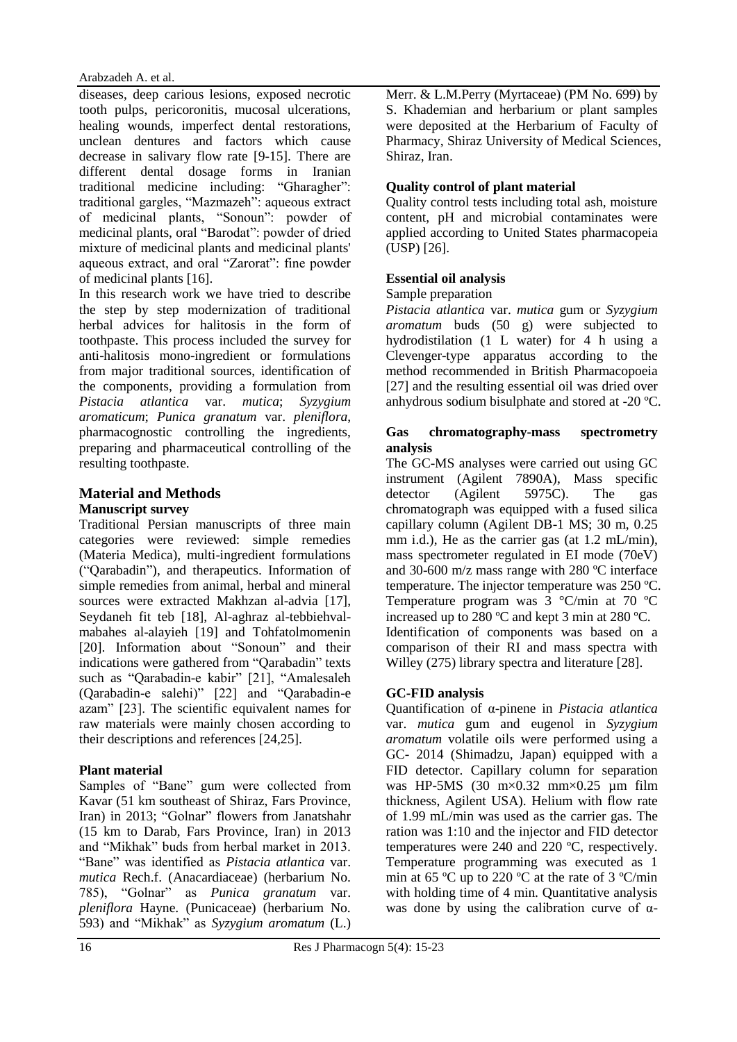diseases, deep carious lesions, exposed necrotic tooth pulps, pericoronitis, mucosal ulcerations, healing wounds, imperfect dental restorations, unclean dentures and factors which cause decrease in salivary flow rate [9-15]. There are different dental dosage forms in Iranian traditional medicine including: "Gharagher": traditional gargles, "Mazmazeh": aqueous extract of medicinal plants, "Sonoun": powder of medicinal plants, oral "Barodat": powder of dried mixture of medicinal plants and medicinal plants' aqueous extract, and oral "Zarorat": fine powder of medicinal plants [16].

In this research work we have tried to describe the step by step modernization of traditional herbal advices for halitosis in the form of toothpaste. This process included the survey for anti-halitosis mono-ingredient or formulations from major traditional sources, identification of the components, providing a formulation from *Pistacia atlantica* var. *mutica*; *Syzygium aromaticum*; *Punica granatum* var. *pleniflora*, pharmacognostic controlling the ingredients, preparing and pharmaceutical controlling of the resulting toothpaste.

## Material and Methods

### Manuscript survey

Traditional Persian manuscripts of three main categories were reviewed: simple remedies (Materia Medica), multi-ingredient formulations ("Qarabadin"), and therapeutics. Information of simple remedies from animal, herbal and mineral sources were extracted Makhzan al-advia [17], Seydaneh fit teb [18], Al-aghraz al-tebbiehval-mabahes al-alayieh [19] and Tohfatolmomenin [20]. Information about "Sonoun" and their indications were gathered from "Qarabadin" texts such as "Qarabadin-e kabir" [21], "Amalesaleh (Qarabadin-e salehi)" [22] and "Qarabadin-e azam" [23]. The scientific equivalent names for raw materials were mainly chosen according to their descriptions and references [24,25].

### Plant material

Samples of "Bane" gum were collected from Kavar (51 km southeast of Shiraz, Fars Province, Iran) in 2013; "Golnar" flowers from Janatshahr (15 km to Darab, Fars Province, Iran) in 2013 and "Mikhak" buds from herbal market in 2013. "Bane" was identified as *Pistacia atlantica* var. *mutica* Rech.f. (Anacardiaceae) (herbarium No. 785), "Golnar" as *Punica granatum* var. *pleniflora* Hayne. (Punicaceae) (herbarium No. 593) and "Mikhak" as *Syzygium aromatum* (L.) Merr. & L.M.Perry (Myrtaceae) (PM No. 699) by S. Khademian and herbarium or plant samples were deposited at the Herbarium of Faculty of Pharmacy, Shiraz University of Medical Sciences, Shiraz, Iran.

### Quality control of plant material

Quality control tests including total ash, moisture content, pH and microbial contaminates were applied according to United States pharmacopeia (USP) [26].

### Essential oil analysis

Sample preparation

*Pistacia atlantica* var. *mutica* gum or *Syzygium aromatum* buds (50 g) were subjected to hydrodistilation (1 L water) for 4 h using a Clevenger-type apparatus according to the method recommended in British Pharmacopoeia [27] and the resulting essential oil was dried over anhydrous sodium bisulphate and stored at -20 ºC.

### Gas chromatography-mass spectrometry analysis

The GC-MS analyses were carried out using GC instrument (Agilent 7890A), Mass specific detector (Agilent 5975C). The gas chromatograph was equipped with a fused silica capillary column (Agilent DB-1 MS; 30 m, 0.25 mm i.d.), He as the carrier gas (at 1.2 mL/min), mass spectrometer regulated in EI mode (70eV) and 30-600 m/z mass range with 280 ºC interface temperature. The injector temperature was 250 ºC. Temperature program was 3 °C/min at 70 ºC increased up to 280 ºC and kept 3 min at 280 ºC. Identification of components was based on a comparison of their RI and mass spectra with Willey (275) library spectra and literature [28].

### GC-FID analysis

Quantification of α-pinene in *Pistacia atlantica* var. *mutica* gum and eugenol in *Syzygium aromatum* volatile oils were performed using a GC- 2014 (Shimadzu, Japan) equipped with a FID detector. Capillary column for separation was HP-5MS (30 m×0.32 mm×0.25 µm film thickness, Agilent USA). Helium with flow rate of 1.99 mL/min was used as the carrier gas. The ration was 1:10 and the injector and FID detector temperatures were 240 and 220 ºC, respectively. Temperature programming was executed as 1 min at 65 ºC up to 220 ºC at the rate of 3 ºC/min with holding time of 4 min. Quantitative analysis was done by using the calibration curve of α-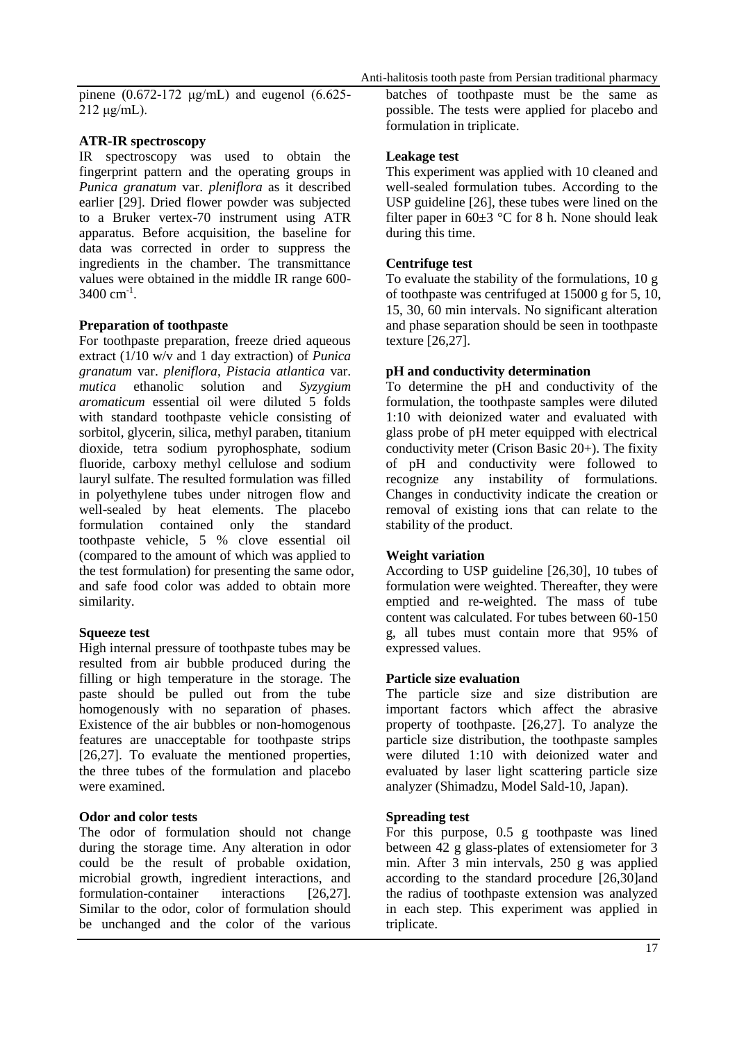pinene (0.672-172 μg/mL) and eugenol (6.625-212 μg/mL).

**ATR-IR spectroscopy**

IR spectroscopy was used to obtain the fingerprint pattern and the operating groups in *Punica granatum* var. *pleniflora* as it described earlier [29]. Dried flower powder was subjected to a Bruker vertex-70 instrument using ATR apparatus. Before acquisition, the baseline for data was corrected in order to suppress the ingredients in the chamber. The transmittance values were obtained in the middle IR range 600-3400 $cm^{-1}$.

**Preparation of toothpaste**

For toothpaste preparation, freeze dried aqueous extract (1/10 w/v and 1 day extraction) of *Punica granatum* var. *pleniflora*, *Pistacia atlantica* var. *mutica* ethanolic solution and *Syzygium aromaticum* essential oil were diluted 5 folds with standard toothpaste vehicle consisting of sorbitol, glycerin, silica, methyl paraben, titanium dioxide, tetra sodium pyrophosphate, sodium fluoride, carboxy methyl cellulose and sodium lauryl sulfate. The resulted formulation was filled in polyethylene tubes under nitrogen flow and well-sealed by heat elements. The placebo formulation contained only the standard toothpaste vehicle, 5 % clove essential oil (compared to the amount of which was applied to the test formulation) for presenting the same odor, and safe food color was added to obtain more similarity.

**Squeeze test**

High internal pressure of toothpaste tubes may be resulted from air bubble produced during the filling or high temperature in the storage. The paste should be pulled out from the tube homogenously with no separation of phases. Existence of the air bubbles or non-homogenous features are unacceptable for toothpaste strips [26,27]. To evaluate the mentioned properties, the three tubes of the formulation and placebo were examined.

**Odor and color tests**

The odor of formulation should not change during the storage time. Any alteration in odor could be the result of probable oxidation, microbial growth, ingredient interactions, and formulation-container interactions [26,27]. Similar to the odor, color of formulation should be unchanged and the color of the various batches of toothpaste must be the same as possible. The tests were applied for placebo and formulation in triplicate.

**Leakage test**

This experiment was applied with 10 cleaned and well-sealed formulation tubes. According to the USP guideline [26], these tubes were lined on the filter paper in 60±3 °C for 8 h. None should leak during this time.

**Centrifuge test**

To evaluate the stability of the formulations, 10 g of toothpaste was centrifuged at 15000 g for 5, 10, 15, 30, 60 min intervals. No significant alteration and phase separation should be seen in toothpaste texture [26,27].

**pH and conductivity determination**

To determine the pH and conductivity of the formulation, the toothpaste samples were diluted 1:10 with deionized water and evaluated with glass probe of pH meter equipped with electrical conductivity meter (Crison Basic 20+). The fixity of pH and conductivity were followed to recognize any instability of formulations. Changes in conductivity indicate the creation or removal of existing ions that can relate to the stability of the product.

**Weight variation**

According to USP guideline [26,30], 10 tubes of formulation were weighted. Thereafter, they were emptied and re-weighted. The mass of tube content was calculated. For tubes between 60-150 g, all tubes must contain more that 95% of expressed values.

**Particle size evaluation**

The particle size and size distribution are important factors which affect the abrasive property of toothpaste. [26,27]. To analyze the particle size distribution, the toothpaste samples were diluted 1:10 with deionized water and evaluated by laser light scattering particle size analyzer (Shimadzu, Model Sald-10, Japan).

**Spreading test**

For this purpose, 0.5 g toothpaste was lined between 42 g glass-plates of extensiometer for 3 min. After 3 min intervals, 250 g was applied according to the standard procedure [26,30]and the radius of toothpaste extension was analyzed in each step. This experiment was applied in triplicate.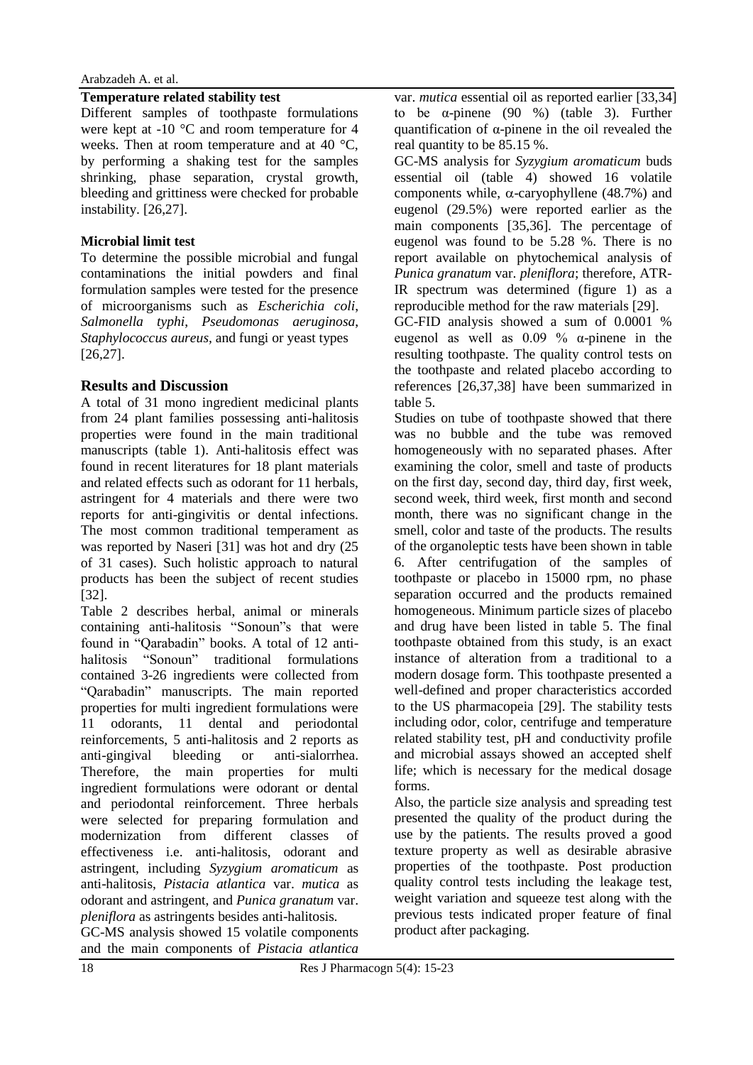**Temperature related stability test**

Different samples of toothpaste formulations were kept at -10 °C and room temperature for 4 weeks. Then at room temperature and at 40 °C, by performing a shaking test for the samples shrinking, phase separation, crystal growth, bleeding and grittiness were checked for probable instability. [26,27].

**Microbial limit test**

To determine the possible microbial and fungal contaminations the initial powders and final formulation samples were tested for the presence of microorganisms such as *Escherichia coli*, *Salmonella typhi*, *Pseudomonas aeruginosa*, *Staphylococcus aureus*, and fungi or yeast types [26,27].

## Results and Discussion

A total of 31 mono ingredient medicinal plants from 24 plant families possessing anti-halitosis properties were found in the main traditional manuscripts (table 1). Anti-halitosis effect was found in recent literatures for 18 plant materials and related effects such as odorant for 11 herbals, astringent for 4 materials and there were two reports for anti-gingivitis or dental infections. The most common traditional temperament as was reported by Naseri [31] was hot and dry (25 of 31 cases). Such holistic approach to natural products has been the subject of recent studies [32].

Table 2 describes herbal, animal or minerals containing anti-halitosis "Sonoun"s that were found in "Qarabadin" books. A total of 12 anti-halitosis "Sonoun" traditional formulations contained 3-26 ingredients were collected from "Qarabadin" manuscripts. The main reported properties for multi ingredient formulations were 11 odorants, 11 dental and periodontal reinforcements, 5 anti-halitosis and 2 reports as anti-gingival bleeding or anti-sialorrhea. Therefore, the main properties for multi ingredient formulations were odorant or dental and periodontal reinforcement. Three herbals were selected for preparing formulation and modernization from different classes of effectiveness i.e. anti-halitosis, odorant and astringent, including *Syzygium aromaticum* as anti-halitosis, *Pistacia atlantica* var. *mutica* as odorant and astringent, and *Punica granatum* var. *pleniflora* as astringents besides anti-halitosis.

GC-MS analysis showed 15 volatile components and the main components of *Pistacia atlantica* var. *mutica* essential oil as reported earlier [33,34] to be α-pinene (90 %) (table 3). Further quantification of α-pinene in the oil revealed the real quantity to be 85.15 %.

GC-MS analysis for *Syzygium aromaticum* buds essential oil (table 4) showed 16 volatile components while, α-caryophyllene (48.7%) and eugenol (29.5%) were reported earlier as the main components [35,36]. The percentage of eugenol was found to be 5.28 %. There is no report available on phytochemical analysis of *Punica granatum* var. *pleniflora*; therefore, ATR-IR spectrum was determined (figure 1) as a reproducible method for the raw materials [29].

GC-FID analysis showed a sum of 0.0001 % eugenol as well as 0.09 % α-pinene in the resulting toothpaste. The quality control tests on the toothpaste and related placebo according to references [26,37,38] have been summarized in table 5.

Studies on tube of toothpaste showed that there was no bubble and the tube was removed homogeneously with no separated phases. After examining the color, smell and taste of products on the first day, second day, third day, first week, second week, third week, first month and second month, there was no significant change in the smell, color and taste of the products. The results of the organoleptic tests have been shown in table 6. After centrifugation of the samples of toothpaste or placebo in 15000 rpm, no phase separation occurred and the products remained homogeneous. Minimum particle sizes of placebo and drug have been listed in table 5. The final toothpaste obtained from this study, is an exact instance of alteration from a traditional to a modern dosage form. This toothpaste presented a well-defined and proper characteristics accorded to the US pharmacopeia [29]. The stability tests including odor, color, centrifuge and temperature related stability test, pH and conductivity profile and microbial assays showed an accepted shelf life; which is necessary for the medical dosage forms.

Also, the particle size analysis and spreading test presented the quality of the product during the use by the patients. The results proved a good texture property as well as desirable abrasive properties of the toothpaste. Post production quality control tests including the leakage test, weight variation and squeeze test along with the previous tests indicated proper feature of final product after packaging.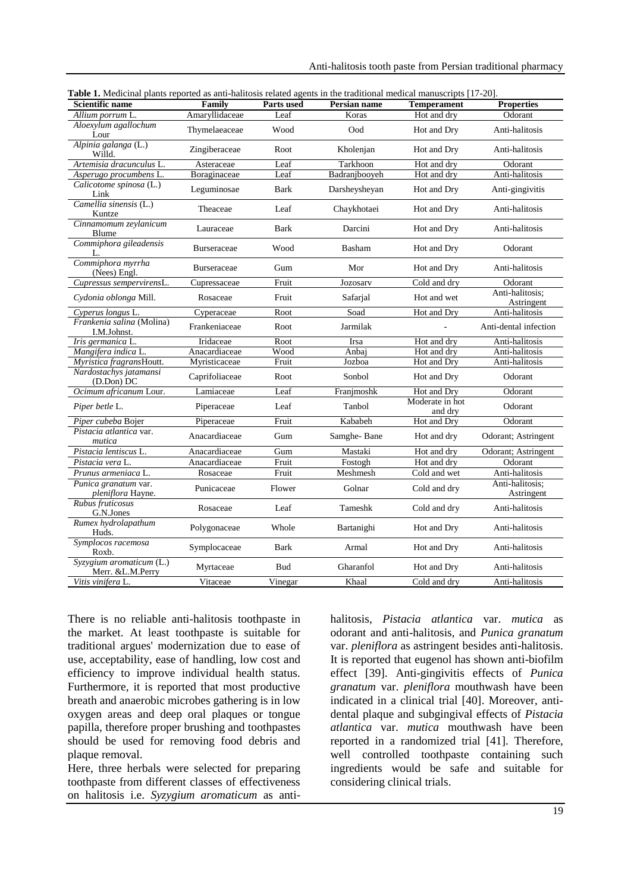**Table 1.** Medicinal plants reported as anti-halitosis related agents in the traditional medical manuscripts [17-20].

| Scientific name | Family | Parts used | Persian name | Temperament | Properties |
|---|---|---|---|---|---|
| *Allium porrum* L. | Amaryllidaceae | Leaf | Koras | Hot and dry | Odorant |
| *Aloexylum agallochum* Lour | Thymelaeaceae | Wood | Ood | Hot and Dry | Anti-halitosis |
| *Alpinia galanga* (L.) Willd. | Zingiberaceae | Root | Kholenjan | Hot and Dry | Anti-halitosis |
| *Artemisia dracunculus* L. | Asteraceae | Leaf | Tarkhoon | Hot and dry | Odorant |
| *Asperugo procumbens* L. | Boraginaceae | Leaf | Badranjbooyeh | Hot and dry | Anti-halitosis |
| *Calicotome spinosa* (L.) Link | Leguminosae | Bark | Darsheysheyan | Hot and Dry | Anti-gingivitis |
| *Camellia sinensis* (L.) Kuntze | Theaceae | Leaf | Chaykhotaei | Hot and Dry | Anti-halitosis |
| *Cinnamomum zeylanicum* Blume | Lauraceae | Bark | Darcini | Hot and Dry | Anti-halitosis |
| *Commiphora gileadensis* L. | Burseraceae | Wood | Basham | Hot and Dry | Odorant |
| *Commiphora myrrha* (Nees) Engl. | Burseraceae | Gum | Mor | Hot and Dry | Anti-halitosis |
| *Cupressus sempervirens*L. | Cupressaceae | Fruit | Jozosarv | Cold and dry | Odorant |
| *Cydonia oblonga* Mill. | Rosaceae | Fruit | Safarjal | Hot and wet | Anti-halitosis; Astringent |
| *Cyperus longus* L. | Cyperaceae | Root | Soad | Hot and Dry | Anti-halitosis |
| *Frankenia salina* (Molina) I.M.Johnst. | Frankeniaceae | Root | Jarmilak | - | Anti-dental infection |
| *Iris germanica* L. | Iridaceae | Root | Irsa | Hot and dry | Anti-halitosis |
| *Mangifera indica* L. | Anacardiaceae | Wood | Anbaj | Hot and dry | Anti-halitosis |
| *Myristica fragrans*Houtt. | Myristicaceae | Fruit | Jozboa | Hot and Dry | Anti-halitosis |
| *Nardostachys jatamansi* (D.Don) DC | Caprifoliaceae | Root | Sonbol | Hot and Dry | Odorant |
| *Ocimum africanum* Lour. | Lamiaceae | Leaf | Franjmoshk | Hot and Dry | Odorant |
| *Piper betle* L. | Piperaceae | Leaf | Tanbol | Moderate in hot and dry | Odorant |
| *Piper cubeba* Bojer | Piperaceae | Fruit | Kababeh | Hot and Dry | Odorant |
| *Pistacia atlantica* var. *mutica* | Anacardiaceae | Gum | Samghe- Bane | Hot and dry | Odorant; Astringent |
| *Pistacia lentiscus* L. | Anacardiaceae | Gum | Mastaki | Hot and dry | Odorant; Astringent |
| *Pistacia vera* L. | Anacardiaceae | Fruit | Fostogh | Hot and dry | Odorant |
| *Prunus armeniaca* L. | Rosaceae | Fruit | Meshmesh | Cold and wet | Anti-halitosis |
| *Punica granatum* var. *pleniflora* Hayne. | Punicaceae | Flower | Golnar | Cold and dry | Anti-halitosis; Astringent |
| *Rubus fruticosus* G.N.Jones | Rosaceae | Leaf | Tameshk | Cold and dry | Anti-halitosis |
| *Rumex hydrolapathum* Huds. | Polygonaceae | Whole | Bartanighi | Hot and Dry | Anti-halitosis |
| *Symplocos racemosa* Roxb. | Symplocaceae | Bark | Armal | Hot and Dry | Anti-halitosis |
| *Syzygium aromaticum* (L.) Merr. &L.M.Perry | Myrtaceae | Bud | Gharanfol | Hot and Dry | Anti-halitosis |
| *Vitis vinifera* L. | Vitaceae | Vinegar | Khaal | Cold and dry | Anti-halitosis |

There is no reliable anti-halitosis toothpaste in the market. At least toothpaste is suitable for traditional argues' modernization due to ease of use, acceptability, ease of handling, low cost and efficiency to improve individual health status. Furthermore, it is reported that most productive breath and anaerobic microbes gathering is in low oxygen areas and deep oral plaques or tongue papilla, therefore proper brushing and toothpastes should be used for removing food debris and plaque removal.

Here, three herbals were selected for preparing toothpaste from different classes of effectiveness on halitosis i.e. *Syzygium aromaticum* as anti-halitosis, *Pistacia atlantica* var. *mutica* as odorant and anti-halitosis, and *Punica granatum* var. *pleniflora* as astringent besides anti-halitosis. It is reported that eugenol has shown anti-biofilm effect [39]. Anti-gingivitis effects of *Punica granatum* var. *pleniflora* mouthwash have been indicated in a clinical trial [40]. Moreover, anti-dental plaque and subgingival effects of *Pistacia atlantica* var. *mutica* mouthwash have been reported in a randomized trial [41]. Therefore, well controlled toothpaste containing such ingredients would be safe and suitable for considering clinical trials.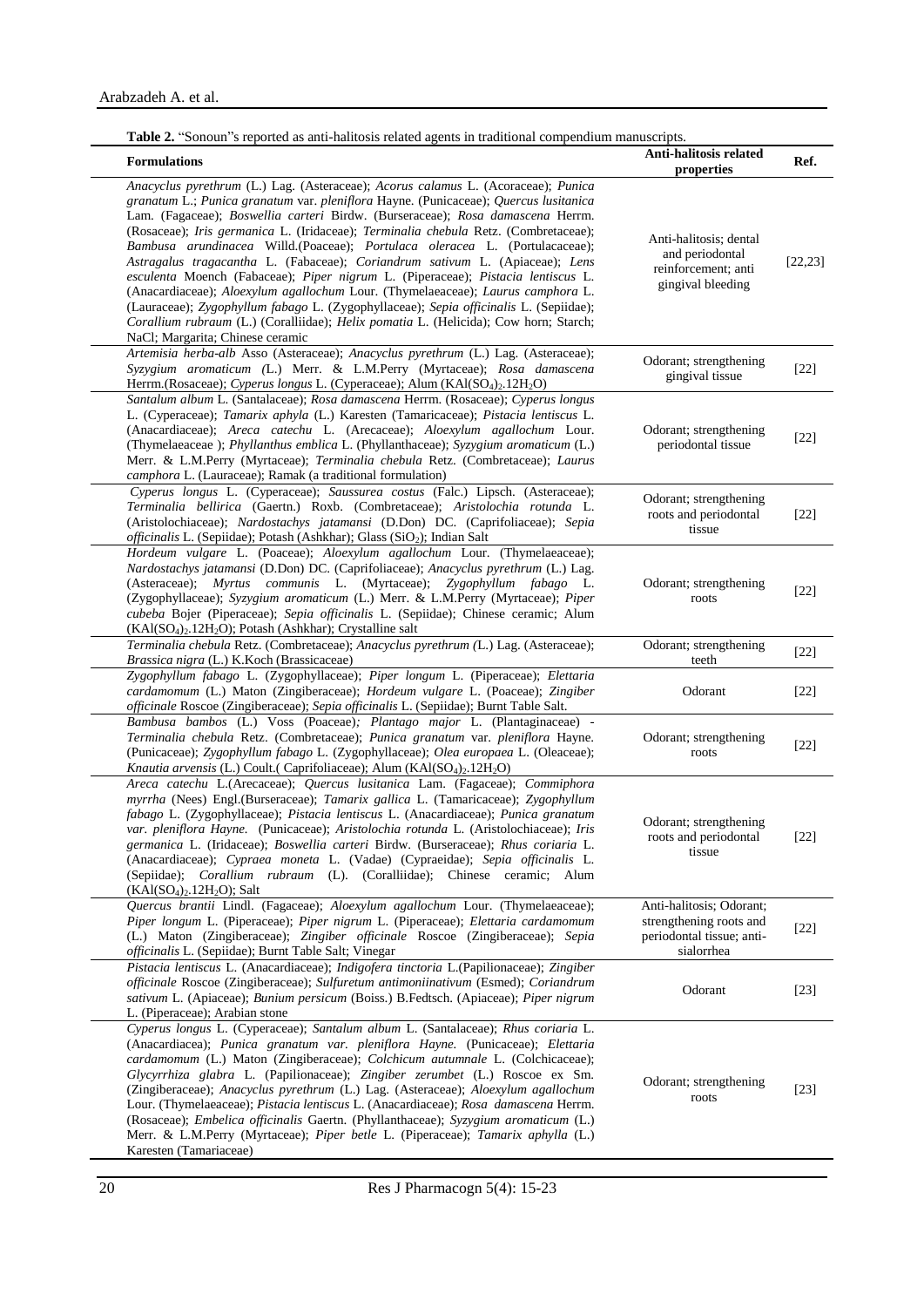**Table 2.** "Sonoun"s reported as anti-halitosis related agents in traditional compendium manuscripts.

| Formulations | Anti-halitosis related properties | Ref. |
|---|---|---|
| *Anacyclus pyrethrum* (L.) Lag. (Asteraceae); *Acorus calamus* L. (Acoraceae); *Punica granatum* L.; *Punica granatum* var. *pleniflora* Hayne. (Punicaceae); *Quercus lusitanica* Lam. (Fagaceae); *Boswellia carteri* Birdw. (Burseraceae); *Rosa damascena* Herrm. (Rosaceae); *Iris germanica* L. (Iridaceae); *Terminalia chebula* Retz. (Combretaceae); *Bambusa arundinacea* Willd.(Poaceae); *Portulaca oleracea* L. (Portulacaceae); *Astragalus tragacantha* L. (Fabaceae); *Coriandrum sativum* L. (Apiaceae); *Lens esculenta* Moench (Fabaceae); *Piper nigrum* L. (Piperaceae); *Pistacia lentiscus* L. (Anacardiaceae); *Aloexylum agallochum* Lour. (Thymelaeaceae); *Laurus camphora* L. (Lauraceae); *Zygophyllum fabago* L. (Zygophyllaceae); *Sepia officinalis* L. (Sepiidae); *Corallium rubraum* (L.) (Coralliidae); *Helix pomatia* L. (Helicida); Cow horn; Starch; NaCl; Margarita; Chinese ceramic | Anti-halitosis; dental and periodontal reinforcement; anti gingival bleeding | [22,23] |
| *Artemisia herba-alb* Asso (Asteraceae); *Anacyclus pyrethrum* (L.) Lag. (Asteraceae); *Syzygium aromaticum (*L.) Merr. & L.M.Perry (Myrtaceae); *Rosa damascena* Herrm.(Rosaceae); *Cyperus longus* L. (Cyperaceae); Alum ($KAl(SO_4)_2.12H_2O$) | Odorant; strengthening gingival tissue | [22] |
| *Santalum album* L. (Santalaceae); *Rosa damascena* Herrm. (Rosaceae); *Cyperus longus* L. (Cyperaceae); *Tamarix aphyla* (L.) Karesten (Tamaricaceae); *Pistacia lentiscus* L. (Anacardiaceae); *Areca catechu* L. (Arecaceae); *Aloexylum agallochum* Lour. (Thymelaeaceae ); *Phyllanthus emblica* L. (Phyllanthaceae); *Syzygium aromaticum* (L.) Merr. & L.M.Perry (Myrtaceae); *Terminalia chebula* Retz. (Combretaceae); *Laurus camphora* L. (Lauraceae); Ramak (a traditional formulation) | Odorant; strengthening periodontal tissue | [22] |
| *Cyperus longus* L. (Cyperaceae); *Saussurea costus* (Falc.) Lipsch. (Asteraceae); *Terminalia bellirica* (Gaertn.) Roxb. (Combretaceae); *Aristolochia rotunda* L. (Aristolochiaceae); *Nardostachys jatamansi* (D.Don) DC. (Caprifoliaceae); *Sepia officinalis* L. (Sepiidae); Potash (Ashkhar); Glass ($SiO_2$); Indian Salt | Odorant; strengthening roots and periodontal tissue | [22] |
| *Hordeum vulgare* L. (Poaceae); *Aloexylum agallochum* Lour. (Thymelaeaceae); *Nardostachys jatamansi* (D.Don) DC. (Caprifoliaceae); *Anacyclus pyrethrum* (L.) Lag. (Asteraceae); *Myrtus communis* L. (Myrtaceae); *Zygophyllum fabago* L. (Zygophyllaceae); *Syzygium aromaticum* (L.) Merr. & L.M.Perry (Myrtaceae); *Piper cubeba* Bojer (Piperaceae); *Sepia officinalis* L. (Sepiidae); Chinese ceramic; Alum ($KAl(SO_4)_2.12H_2O$); Potash (Ashkhar); Crystalline salt | Odorant; strengthening roots | [22] |
| *Terminalia chebula* Retz. (Combretaceae); *Anacyclus pyrethrum (*L.) Lag. (Asteraceae); *Brassica nigra* (L.) K.Koch (Brassicaceae) | Odorant; strengthening teeth | [22] |
| *Zygophyllum fabago* L. (Zygophyllaceae); *Piper longum* L. (Piperaceae); *Elettaria cardamomum* (L.) Maton (Zingiberaceae); *Hordeum vulgare* L. (Poaceae); *Zingiber officinale* Roscoe (Zingiberaceae); *Sepia officinalis* L. (Sepiidae); Burnt Table Salt. | Odorant | [22] |
| *Bambusa bambos* (L.) Voss (Poaceae)*; Plantago major* L. (Plantaginaceae) - *Terminalia chebula* Retz. (Combretaceae); *Punica granatum* var. *pleniflora* Hayne. (Punicaceae); *Zygophyllum fabago* L. (Zygophyllaceae); *Olea europaea* L. (Oleaceae); *Knautia arvensis* (L.) Coult.( Caprifoliaceae); Alum ($KAl(SO_4)_2.12H_2O$) | Odorant; strengthening roots | [22] |
| *Areca catechu* L.(Arecaceae); *Quercus lusitanica* Lam. (Fagaceae); *Commiphora myrrha* (Nees) Engl.(Burseraceae); *Tamarix gallica* L. (Tamaricaceae); *Zygophyllum fabago* L. (Zygophyllaceae); *Pistacia lentiscus* L. (Anacardiaceae); *Punica granatum var. pleniflora Hayne.* (Punicaceae); *Aristolochia rotunda* L. (Aristolochiaceae); *Iris germanica* L. (Iridaceae); *Boswellia carteri* Birdw. (Burseraceae); *Rhus coriaria* L. (Anacardiaceae); *Cypraea moneta* L. (Vadae) (Cypraeidae); *Sepia officinalis* L. (Sepiidae); *Corallium rubraum* (L). (Coralliidae); Chinese ceramic; Alum ($KAl(SO_4)_2.12H_2O$); Salt | Odorant; strengthening roots and periodontal tissue | [22] |
| *Quercus brantii* Lindl. (Fagaceae); *Aloexylum agallochum* Lour. (Thymelaeaceae); *Piper longum* L. (Piperaceae); *Piper nigrum* L. (Piperaceae); *Elettaria cardamomum* (L.) Maton (Zingiberaceae); *Zingiber officinale* Roscoe (Zingiberaceae); *Sepia officinalis* L. (Sepiidae); Burnt Table Salt; Vinegar | Anti-halitosis; Odorant; strengthening roots and periodontal tissue; anti-sialorrhea | [22] |
| *Pistacia lentiscus* L. (Anacardiaceae); *Indigofera tinctoria* L.(Papilionaceae); *Zingiber officinale* Roscoe (Zingiberaceae); *Sulfuretum antimoniinativum* (Esmed); *Coriandrum sativum* L. (Apiaceae); *Bunium persicum* (Boiss.) B.Fedtsch. (Apiaceae); *Piper nigrum* L. (Piperaceae); Arabian stone | Odorant | [23] |
| *Cyperus longus* L. (Cyperaceae); *Santalum album* L. (Santalaceae); *Rhus coriaria* L. (Anacardiacea); *Punica granatum var. pleniflora Hayne.* (Punicaceae); *Elettaria cardamomum* (L.) Maton (Zingiberaceae); *Colchicum autumnale* L. (Colchicaceae); *Glycyrrhiza glabra* L. (Papilionaceae); *Zingiber zerumbet* (L.) Roscoe ex Sm. (Zingiberaceae); *Anacyclus pyrethrum* (L.) Lag. (Asteraceae); *Aloexylum agallochum* Lour. (Thymelaeaceae); *Pistacia lentiscus* L. (Anacardiaceae); *Rosa damascena* Herrm. (Rosaceae); *Embelica officinalis* Gaertn. (Phyllanthaceae); *Syzygium aromaticum* (L.) Merr. & L.M.Perry (Myrtaceae); *Piper betle* L. (Piperaceae); *Tamarix aphylla* (L.) Karesten (Tamariaceae) | Odorant; strengthening roots | [23] |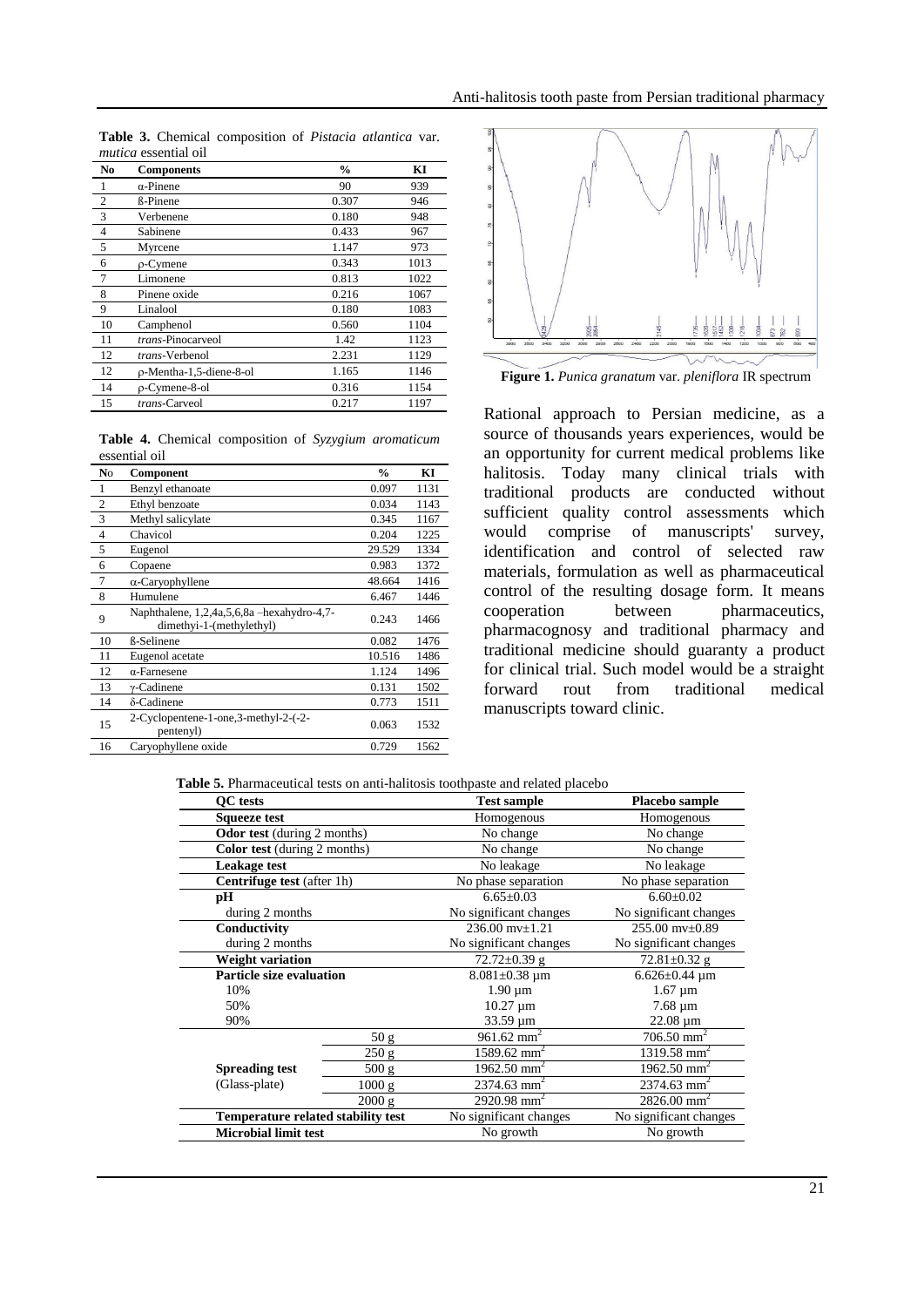**Table 3.** Chemical composition of *Pistacia atlantica* var. *mutica* essential oil

| No | Components | % | KI |
|---|---|---|---|
| 1 | α-Pinene | 90 | 939 |
| 2 | ß-Pinene | 0.307 | 946 |
| 3 | Verbenene | 0.180 | 948 |
| 4 | Sabinene | 0.433 | 967 |
| 5 | Myrcene | 1.147 | 973 |
| 6 | ρ-Cymene | 0.343 | 1013 |
| 7 | Limonene | 0.813 | 1022 |
| 8 | Pinene oxide | 0.216 | 1067 |
| 9 | Linalool | 0.180 | 1083 |
| 10 | Camphenol | 0.560 | 1104 |
| 11 | *trans*-Pinocarveol | 1.42 | 1123 |
| 12 | *trans*-Verbenol | 2.231 | 1129 |
| 12 | ρ-Mentha-1,5-diene-8-ol | 1.165 | 1146 |
| 14 | ρ-Cymene-8-ol | 0.316 | 1154 |
| 15 | *trans*-Carveol | 0.217 | 1197 |

**Table 4.** Chemical composition of *Syzygium aromaticum* essential oil

| No | Component | % | KI |
|---|---|---|---|
| 1 | Benzyl ethanoate | 0.097 | 1131 |
| 2 | Ethyl benzoate | 0.034 | 1143 |
| 3 | Methyl salicylate | 0.345 | 1167 |
| 4 | Chavicol | 0.204 | 1225 |
| 5 | Eugenol | 29.529 | 1334 |
| 6 | Copaene | 0.983 | 1372 |
| 7 | α-Caryophyllene | 48.664 | 1416 |
| 8 | Humulene | 6.467 | 1446 |
| 9 | Naphthalene, 1,2,4a,5,6,8a –hexahydro-4,7-dimethyi-1-(methylethyl) | 0.243 | 1466 |
| 10 | ß-Selinene | 0.082 | 1476 |
| 11 | Eugenol acetate | 10.516 | 1486 |
| 12 | α-Farnesene | 1.124 | 1496 |
| 13 | γ-Cadinene | 0.131 | 1502 |
| 14 | δ-Cadinene | 0.773 | 1511 |
| 15 | 2-Cyclopentene-1-one,3-methyl-2-(-2-pentenyl) | 0.063 | 1532 |
| 16 | Caryophyllene oxide | 0.729 | 1562 |

**Figure 1.** *Punica granatum* var. *pleniflora* IR spectrum

Rational approach to Persian medicine, as a source of thousands years experiences, would be an opportunity for current medical problems like halitosis. Today many clinical trials with traditional products are conducted without sufficient quality control assessments which would comprise of manuscripts' survey, identification and control of selected raw materials, formulation as well as pharmaceutical control of the resulting dosage form. It means cooperation between pharmaceutics, pharmacognosy and traditional pharmacy and traditional medicine should guaranty a product for clinical trial. Such model would be a straight forward rout from traditional medical manuscripts toward clinic.

**Table 5.** Pharmaceutical tests on anti-halitosis toothpaste and related placebo

| QC tests | | Test sample | Placebo sample |
|---|---|---|---|
| **Squeeze test** | | Homogenous | Homogenous |
| **Odor test** (during 2 months) | | No change | No change |
| **Color test** (during 2 months) | | No change | No change |
| **Leakage test** | | No leakage | No leakage |
| **Centrifuge test** (after 1h) | | No phase separation | No phase separation |
| **pH** | | 6.65±0.03 | 6.60±0.02 |
| during 2 months | | No significant changes | No significant changes |
| **Conductivity** | | 236.00 mv±1.21 | 255.00 mv±0.89 |
| during 2 months | | No significant changes | No significant changes |
| **Weight variation** | | 72.72±0.39 g | 72.81±0.32 g |
| **Particle size evaluation** | | 8.081±0.38 µm | 6.626±0.44 µm |
| 10% | | 1.90 µm | 1.67 µm |
| 50% | | 10.27 µm | 7.68 µm |
| 90% | | 33.59 µm | 22.08 µm |
| **Spreading test** (Glass-plate) | 50 g | 961.62 mm$^2$ | 706.50 mm$^2$ |
| | 250 g | 1589.62 mm$^2$ | 1319.58 mm$^2$ |
| | 500 g | 1962.50 mm$^2$ | 1962.50 mm$^2$ |
| | 1000 g | 2374.63 mm$^2$ | 2374.63 mm$^2$ |
| | 2000 g | 2920.98 mm$^2$ | 2826.00 mm$^2$ |
| **Temperature related stability test** | | No significant changes | No significant changes |
| **Microbial limit test** | | No growth | No growth |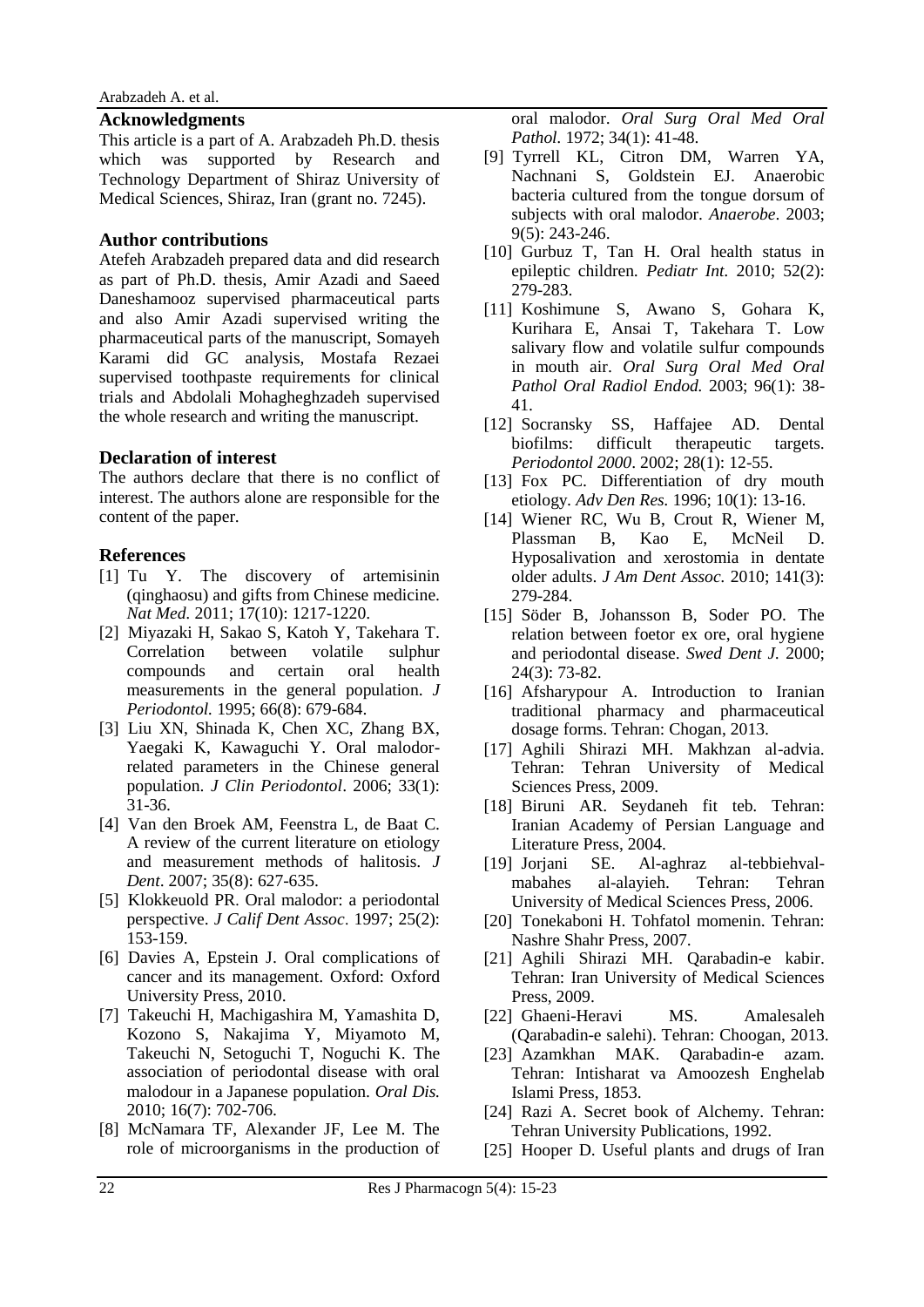## Acknowledgments

This article is a part of A. Arabzadeh Ph.D. thesis which was supported by Research and Technology Department of Shiraz University of Medical Sciences, Shiraz, Iran (grant no. 7245).

## Author contributions

Atefeh Arabzadeh prepared data and did research as part of Ph.D. thesis, Amir Azadi and Saeed Daneshamooz supervised pharmaceutical parts and also Amir Azadi supervised writing the pharmaceutical parts of the manuscript, Somayeh Karami did GC analysis, Mostafa Rezaei supervised toothpaste requirements for clinical trials and Abdolali Mohagheghzadeh supervised the whole research and writing the manuscript.

## Declaration of interest

The authors declare that there is no conflict of interest. The authors alone are responsible for the content of the paper.

## References

[1] Tu Y. The discovery of artemisinin (qinghaosu) and gifts from Chinese medicine. *Nat Med.* 2011; 17(10): 1217-1220.

[2] Miyazaki H, Sakao S, Katoh Y, Takehara T. Correlation between volatile sulphur compounds and certain oral health measurements in the general population. *J Periodontol.* 1995; 66(8): 679-684.

[3] Liu XN, Shinada K, Chen XC, Zhang BX, Yaegaki K, Kawaguchi Y. Oral malodor-related parameters in the Chinese general population. *J Clin Periodontol*. 2006; 33(1): 31-36.

[4] Van den Broek AM, Feenstra L, de Baat C. A review of the current literature on etiology and measurement methods of halitosis. *J Dent*. 2007; 35(8): 627-635.

[5] Klokkeuold PR. Oral malodor: a periodontal perspective. *J Calif Dent Assoc*. 1997; 25(2): 153-159.

[6] Davies A, Epstein J. Oral complications of cancer and its management. Oxford: Oxford University Press, 2010.

[7] Takeuchi H, Machigashira M, Yamashita D, Kozono S, Nakajima Y, Miyamoto M, Takeuchi N, Setoguchi T, Noguchi K. The association of periodontal disease with oral malodour in a Japanese population. *Oral Dis.* 2010; 16(7): 702-706.

[8] McNamara TF, Alexander JF, Lee M. The role of microorganisms in the production of oral malodor. *Oral Surg Oral Med Oral Pathol.* 1972; 34(1): 41-48.

[9] Tyrrell KL, Citron DM, Warren YA, Nachnani S, Goldstein EJ. Anaerobic bacteria cultured from the tongue dorsum of subjects with oral malodor. *Anaerobe*. 2003; 9(5): 243-246.

[10] Gurbuz T, Tan H. Oral health status in epileptic children. *Pediatr Int*. 2010; 52(2): 279-283.

[11] Koshimune S, Awano S, Gohara K, Kurihara E, Ansai T, Takehara T. Low salivary flow and volatile sulfur compounds in mouth air. *Oral Surg Oral Med Oral Pathol Oral Radiol Endod.* 2003; 96(1): 38-41.

[12] Socransky SS, Haffajee AD. Dental biofilms: difficult therapeutic targets. *Periodontol 2000*. 2002; 28(1): 12-55.

[13] Fox PC. Differentiation of dry mouth etiology. *Adv Den Res.* 1996; 10(1): 13-16.

[14] Wiener RC, Wu B, Crout R, Wiener M, Plassman B, Kao E, McNeil D. Hyposalivation and xerostomia in dentate older adults. *J Am Dent Assoc.* 2010; 141(3): 279-284.

[15] Söder B, Johansson B, Soder PO. The relation between foetor ex ore, oral hygiene and periodontal disease. *Swed Dent J.* 2000; 24(3): 73-82.

[16] Afsharypour A. Introduction to Iranian traditional pharmacy and pharmaceutical dosage forms. Tehran: Chogan, 2013.

[17] Aghili Shirazi MH. Makhzan al-advia. Tehran: Tehran University of Medical Sciences Press, 2009.

[18] Biruni AR. Seydaneh fit teb. Tehran: Iranian Academy of Persian Language and Literature Press, 2004.

[19] Jorjani SE. Al-aghraz al-tebbiehval-mabahes al-alayieh. Tehran: Tehran University of Medical Sciences Press, 2006.

[20] Tonekaboni H. Tohfatol momenin. Tehran: Nashre Shahr Press, 2007.

[21] Aghili Shirazi MH. Qarabadin-e kabir. Tehran: Iran University of Medical Sciences Press, 2009.

[22] Ghaeni-Heravi MS. Amalesaleh (Qarabadin-e salehi). Tehran: Choogan, 2013.

[23] Azamkhan MAK. Qarabadin-e azam. Tehran: Intisharat va Amoozesh Enghelab Islami Press, 1853.

[24] Razi A. Secret book of Alchemy. Tehran: Tehran University Publications, 1992.

[25] Hooper D. Useful plants and drugs of Iran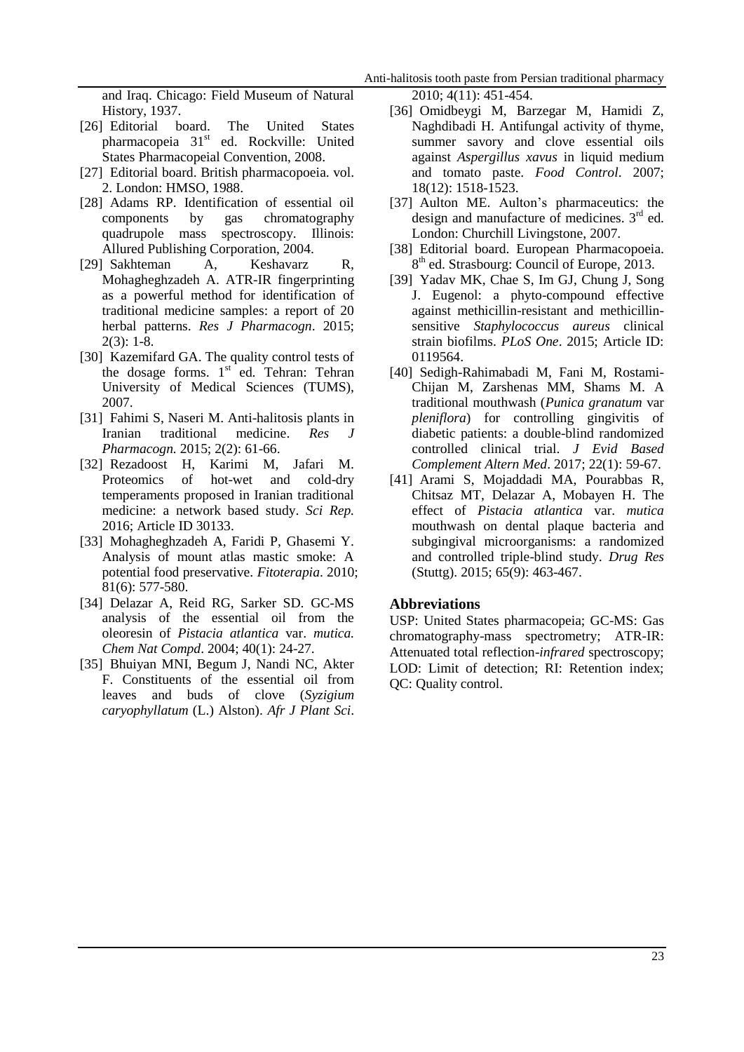and Iraq. Chicago: Field Museum of Natural History, 1937.

[26] Editorial board. The United States pharmacopeia 31st ed. Rockville: United States Pharmacopeial Convention, 2008.

[27] Editorial board. British pharmacopoeia. vol. 2. London: HMSO, 1988.

[28] Adams RP. Identification of essential oil components by gas chromatography quadrupole mass spectroscopy. Illinois: Allured Publishing Corporation, 2004.

[29] Sakhteman A, Keshavarz R, Mohagheghzadeh A. ATR-IR fingerprinting as a powerful method for identification of traditional medicine samples: a report of 20 herbal patterns. *Res J Pharmacogn*. 2015; 2(3): 1-8.

[30] Kazemifard GA. The quality control tests of the dosage forms. 1st ed. Tehran: Tehran University of Medical Sciences (TUMS), 2007.

[31] Fahimi S, Naseri M. Anti-halitosis plants in Iranian traditional medicine. *Res J Pharmacogn.* 2015; 2(2): 61-66.

[32] Rezadoost H, Karimi M, Jafari M. Proteomics of hot-wet and cold-dry temperaments proposed in Iranian traditional medicine: a network based study. *Sci Rep.* 2016; Article ID 30133.

[33] Mohagheghzadeh A, Faridi P, Ghasemi Y. Analysis of mount atlas mastic smoke: A potential food preservative. *Fitoterapia*. 2010; 81(6): 577-580.

[34] Delazar A, Reid RG, Sarker SD. GC-MS analysis of the essential oil from the oleoresin of *Pistacia atlantica* var. *mutica. Chem Nat Compd*. 2004; 40(1): 24-27.

[35] Bhuiyan MNI, Begum J, Nandi NC, Akter F. Constituents of the essential oil from leaves and buds of clove (*Syzigium caryophyllatum* (L.) Alston). *Afr J Plant Sci*. 2010; 4(11): 451-454.

[36] Omidbeygi M, Barzegar M, Hamidi Z, Naghdibadi H. Antifungal activity of thyme, summer savory and clove essential oils against *Aspergillus xavus* in liquid medium and tomato paste. *Food Control*. 2007; 18(12): 1518-1523.

[37] Aulton ME. Aulton's pharmaceutics: the design and manufacture of medicines. 3rd ed. London: Churchill Livingstone, 2007.

[38] Editorial board. European Pharmacopoeia. 8th ed. Strasbourg: Council of Europe, 2013.

[39] Yadav MK, Chae S, Im GJ, Chung J, Song J. Eugenol: a phyto-compound effective against methicillin-resistant and methicillin-sensitive *Staphylococcus aureus* clinical strain biofilms. *PLoS One*. 2015; Article ID: 0119564.

[40] Sedigh-Rahimabadi M, Fani M, Rostami-Chijan M, Zarshenas MM, Shams M. A traditional mouthwash (*Punica granatum* var *pleniflora*) for controlling gingivitis of diabetic patients: a double-blind randomized controlled clinical trial. *J Evid Based Complement Altern Med*. 2017; 22(1): 59-67.

[41] Arami S, Mojaddadi MA, Pourabbas R, Chitsaz MT, Delazar A, Mobayen H. The effect of *Pistacia atlantica* var. *mutica* mouthwash on dental plaque bacteria and subgingival microorganisms: a randomized and controlled triple-blind study. *Drug Res* (Stuttg). 2015; 65(9): 463-467.

## Abbreviations

USP: United States pharmacopeia; GC-MS: Gas chromatography-mass spectrometry; ATR-IR: Attenuated total reflection-*infrared* spectroscopy; LOD: Limit of detection; RI: Retention index; QC: Quality control.